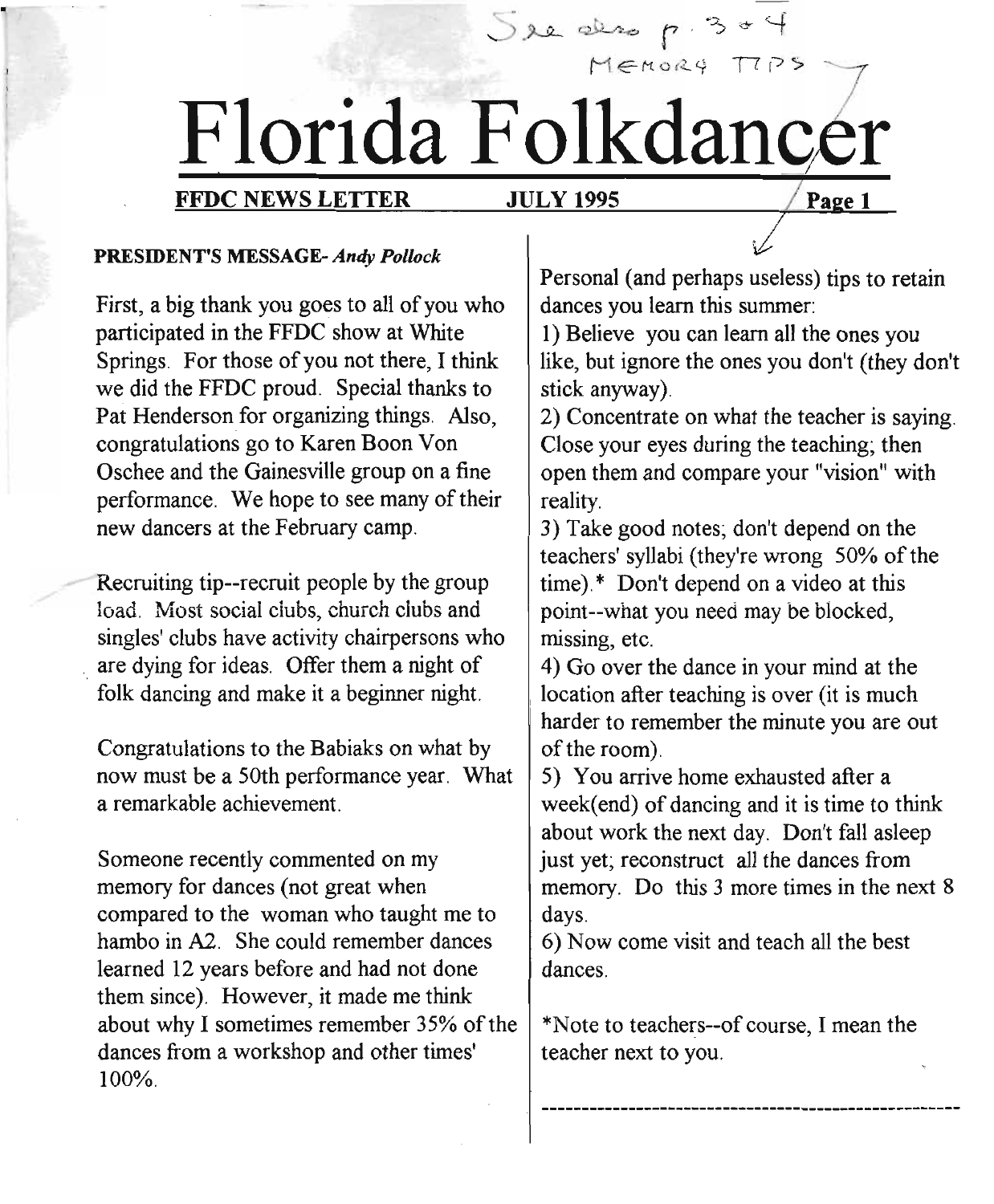See also p. 3 + 4 MEMORY TIPS

# Florida Folkdancer

**FFDC NEWS LETTER** **JULY 1995**

**PRESIDENT'S MESSAGE-** ***Andy Pollock***

First, a big thank you goes to all of you who participated in the FFDC show at White Springs. For those of you not there, I think we did the FFDC proud. Special thanks to Pat Henderson for organizing things. Also, congratulations go to Karen Boon Von Oschee and the Gainesville group on a fine performance. We hope to see many of their new dancers at the February camp.

Recruiting tip--recruit people by the group load. Most social clubs, church clubs and singles' clubs have activity chairpersons who are dying for ideas. Offer them a night of folk dancing and make it a beginner night.

Congratulations to the Babiaks on what by now must be a 50th performance year. What a remarkable achievement.

Someone recently commented on my memory for dances (not great when compared to the woman who taught me to hambo in A2. She could remember dances learned 12 years before and had not done them since). However, it made me think about why I sometimes remember 35% of the dances from a workshop and other times' 100%.

Personal (and perhaps useless) tips to retain dances you learn this summer:

1) Believe you can learn all the ones you like, but ignore the ones you don't (they don't stick anyway).

2) Concentrate on what the teacher is saying. Close your eyes during the teaching; then open them and compare your "vision" with reality.

3) Take good notes; don't depend on the teachers' syllabi (they're wrong 50% of the time).* Don't depend on a video at this point--what you need may be blocked, missing, etc.

4) Go over the dance in your mind at the location after teaching is over (it is much harder to remember the minute you are out of the room).

5) You arrive home exhausted after a week(end) of dancing and it is time to think about work the next day. Don't fall asleep just yet; reconstruct all the dances from memory. Do this 3 more times in the next 8 days.

6) Now come visit and teach all the best dances.

*Note to teachers--of course, I mean the teacher next to you.

---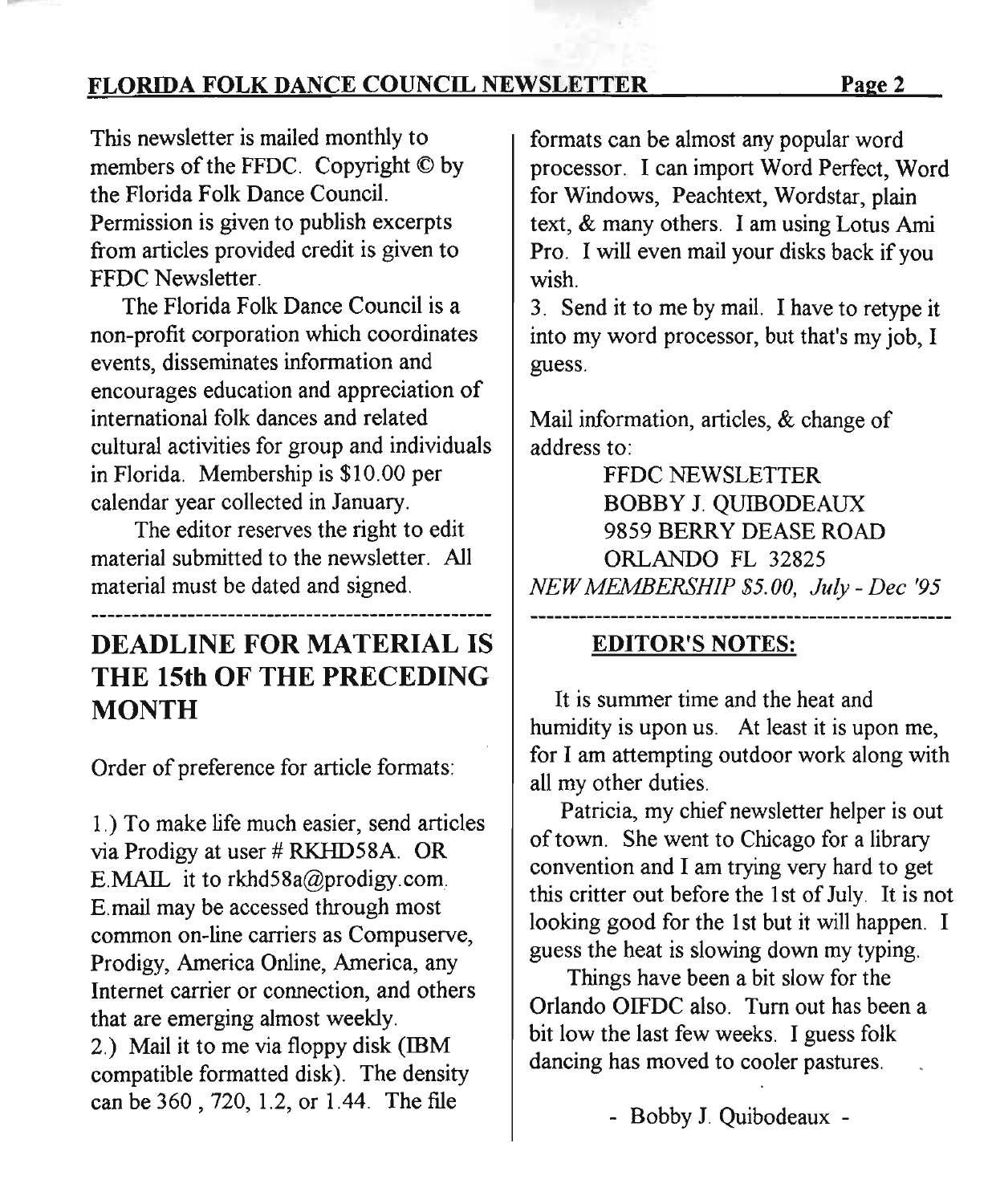This newsletter is mailed monthly to members of the FFDC. Copyright © by the Florida Folk Dance Council. Permission is given to publish excerpts from articles provided credit is given to FFDC Newsletter.

The Florida Folk Dance Council is a non-profit corporation which coordinates events, disseminates information and encourages education and appreciation of international folk dances and related cultural activities for group and individuals in Florida. Membership is $10.00 per calendar year collected in January.

The editor reserves the right to edit material submitted to the newsletter. All material must be dated and signed.

---

## DEADLINE FOR MATERIAL IS THE 15th OF THE PRECEDING MONTH

Order of preference for article formats:

1.) To make life much easier, send articles via Prodigy at user # RKHD58A. OR E.MAIL it to rkhd58a@prodigy.com. E.mail may be accessed through most common on-line carriers as Compuserve, Prodigy, America Online, America, any Internet carrier or connection, and others that are emerging almost weekly.

2.) Mail it to me via floppy disk (IBM compatible formatted disk). The density can be 360 , 720, 1.2, or 1.44. The file formats can be almost any popular word processor. I can import Word Perfect, Word for Windows, Peachtext, Wordstar, plain text, & many others. I am using Lotus Ami Pro. I will even mail your disks back if you wish.

3. Send it to me by mail. I have to retype it into my word processor, but that's my job, I guess.

Mail information, articles, & change of address to:

FFDC NEWSLETTER
BOBBY J. QUIBODEAUX
9859 BERRY DEASE ROAD
ORLANDO FL 32825

*NEW MEMBERSHIP $5.00, July - Dec '95*

---

## EDITOR'S NOTES:

It is summer time and the heat and humidity is upon us. At least it is upon me, for I am attempting outdoor work along with all my other duties.

Patricia, my chief newsletter helper is out of town. She went to Chicago for a library convention and I am trying very hard to get this critter out before the 1st of July. It is not looking good for the 1st but it will happen. I guess the heat is slowing down my typing.

Things have been a bit slow for the Orlando OIFDC also. Turn out has been a bit low the last few weeks. I guess folk dancing has moved to cooler pastures.

- Bobby J. Quibodeaux -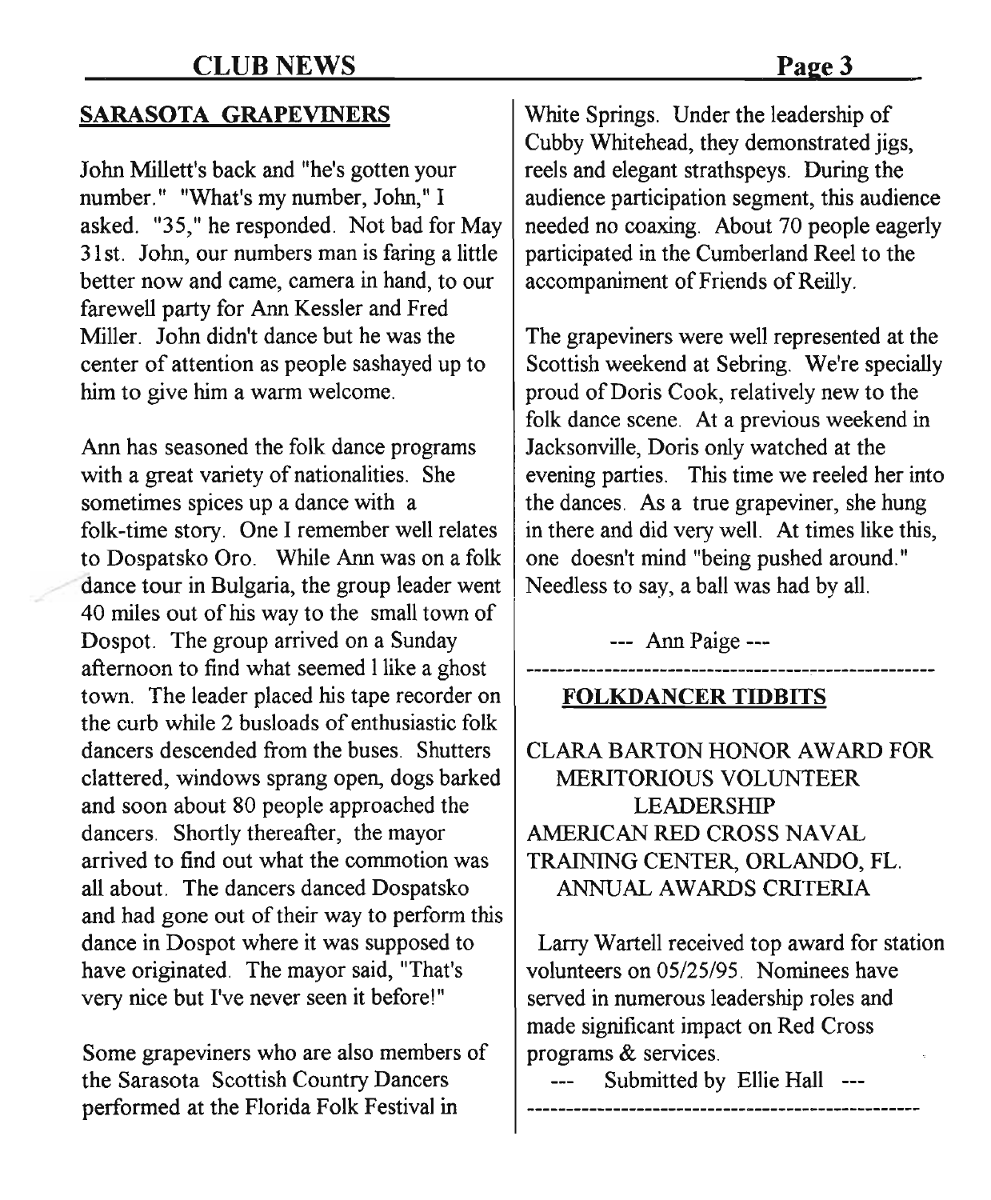## SARASOTA GRAPEVINERS

John Millett's back and "he's gotten your number." "What's my number, John," I asked. "35," he responded. Not bad for May 31st. John, our numbers man is faring a little better now and came, camera in hand, to our farewell party for Ann Kessler and Fred Miller. John didn't dance but he was the center of attention as people sashayed up to him to give him a warm welcome.

Ann has seasoned the folk dance programs with a great variety of nationalities. She sometimes spices up a dance with a folk-time story. One I remember well relates to Dospatsko Oro. While Ann was on a folk dance tour in Bulgaria, the group leader went 40 miles out of his way to the small town of Dospot. The group arrived on a Sunday afternoon to find what seemed l like a ghost town. The leader placed his tape recorder on the curb while 2 busloads of enthusiastic folk dancers descended from the buses. Shutters clattered, windows sprang open, dogs barked and soon about 80 people approached the dancers. Shortly thereafter, the mayor arrived to find out what the commotion was all about. The dancers danced Dospatsko and had gone out of their way to perform this dance in Dospot where it was supposed to have originated. The mayor said, "That's very nice but I've never seen it before!"

Some grapeviners who are also members of the Sarasota Scottish Country Dancers performed at the Florida Folk Festival in White Springs. Under the leadership of Cubby Whitehead, they demonstrated jigs, reels and elegant strathspeys. During the audience participation segment, this audience needed no coaxing. About 70 people eagerly participated in the Cumberland Reel to the accompaniment of Friends of Reilly.

The grapeviners were well represented at the Scottish weekend at Sebring. We're specially proud of Doris Cook, relatively new to the folk dance scene. At a previous weekend in Jacksonville, Doris only watched at the evening parties. This time we reeled her into the dances. As a true grapeviner, she hung in there and did very well. At times like this, one doesn't mind "being pushed around." Needless to say, a ball was had by all.

--- Ann Paige ---

---

## FOLKDANCER TIDBITS

CLARA BARTON HONOR AWARD FOR MERITORIOUS VOLUNTEER LEADERSHIP
AMERICAN RED CROSS NAVAL TRAINING CENTER, ORLANDO, FL.
ANNUAL AWARDS CRITERIA

Larry Wartell received top award for station volunteers on 05/25/95. Nominees have served in numerous leadership roles and made significant impact on Red Cross programs & services.

--- Submitted by Ellie Hall ---

---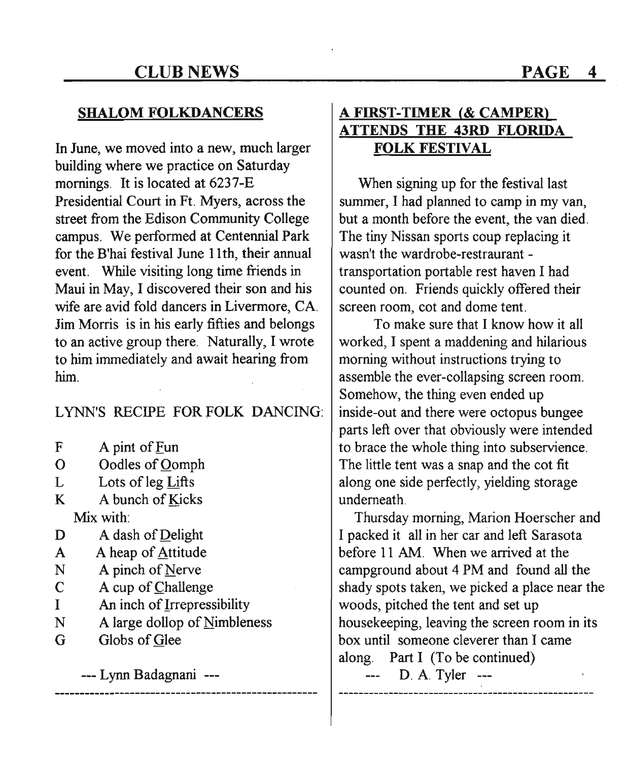## SHALOM FOLKDANCERS

In June, we moved into a new, much larger building where we practice on Saturday mornings. It is located at 6237-E Presidential Court in Ft. Myers, across the street from the Edison Community College campus. We performed at Centennial Park for the B'hai festival June 11th, their annual event. While visiting long time friends in Maui in May, I discovered their son and his wife are avid fold dancers in Livermore, CA. Jim Morris is in his early fifties and belongs to an active group there. Naturally, I wrote to him immediately and await hearing from him.

LYNN'S RECIPE FOR FOLK DANCING:

F A pint of Fun
O Oodles of Oomph
L Lots of leg Lifts
K A bunch of Kicks

Mix with:

D A dash of Delight
A A heap of Attitude
N A pinch of Nerve
C A cup of Challenge
I An inch of Irrepressibility
N A large dollop of Nimbleness
G Globs of Glee

--- Lynn Badagnani ---

---

## A FIRST-TIMER (& CAMPER) ATTENDS THE 43RD FLORIDA FOLK FESTIVAL

When signing up for the festival last summer, I had planned to camp in my van, but a month before the event, the van died. The tiny Nissan sports coup replacing it wasn't the wardrobe-restraurant - transportation portable rest haven I had counted on. Friends quickly offered their screen room, cot and dome tent.

To make sure that I know how it all worked, I spent a maddening and hilarious morning without instructions trying to assemble the ever-collapsing screen room. Somehow, the thing even ended up inside-out and there were octopus bungee parts left over that obviously were intended to brace the whole thing into subservience. The little tent was a snap and the cot fit along one side perfectly, yielding storage underneath.

Thursday morning, Marion Hoerscher and I packed it all in her car and left Sarasota before 11 AM. When we arrived at the campground about 4 PM and found all the shady spots taken, we picked a place near the woods, pitched the tent and set up housekeeping, leaving the screen room in its box until someone cleverer than I came along. Part I (To be continued)

--- D. A. Tyler ---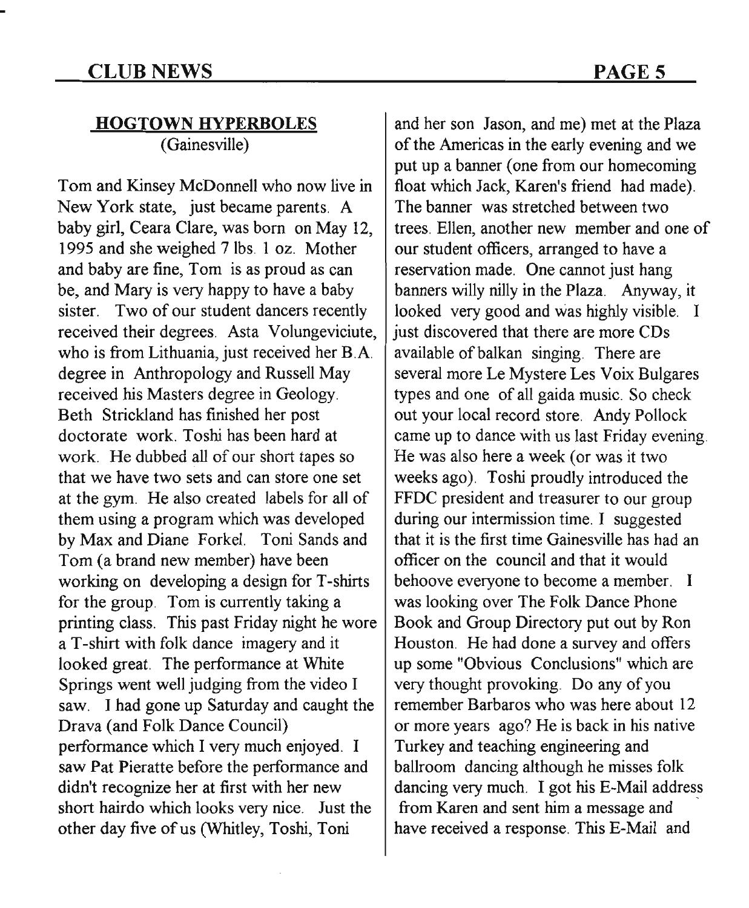## HOGTOWN HYPERBOLES

(Gainesville)

Tom and Kinsey McDonnell who now live in New York state, just became parents. A baby girl, Ceara Clare, was born on May 12, 1995 and she weighed 7 lbs. 1 oz. Mother and baby are fine, Tom is as proud as can be, and Mary is very happy to have a baby sister. Two of our student dancers recently received their degrees. Asta Volungeviciute, who is from Lithuania, just received her B.A. degree in Anthropology and Russell May received his Masters degree in Geology. Beth Strickland has finished her post doctorate work. Toshi has been hard at work. He dubbed all of our short tapes so that we have two sets and can store one set at the gym. He also created labels for all of them using a program which was developed by Max and Diane Forkel. Toni Sands and Tom (a brand new member) have been working on developing a design for T-shirts for the group. Tom is currently taking a printing class. This past Friday night he wore a T-shirt with folk dance imagery and it looked great. The performance at White Springs went well judging from the video I saw. I had gone up Saturday and caught the Drava (and Folk Dance Council) performance which I very much enjoyed. I saw Pat Pieratte before the performance and didn't recognize her at first with her new short hairdo which looks very nice. Just the other day five of us (Whitley, Toshi, Toni and her son Jason, and me) met at the Plaza of the Americas in the early evening and we put up a banner (one from our homecoming float which Jack, Karen's friend had made). The banner was stretched between two trees. Ellen, another new member and one of our student officers, arranged to have a reservation made. One cannot just hang banners willy nilly in the Plaza. Anyway, it looked very good and was highly visible. I just discovered that there are more CDs available of balkan singing. There are several more Le Mystere Les Voix Bulgares types and one of all gaida music. So check out your local record store. Andy Pollock came up to dance with us last Friday evening. He was also here a week (or was it two weeks ago). Toshi proudly introduced the FFDC president and treasurer to our group during our intermission time. I suggested that it is the first time Gainesville has had an officer on the council and that it would behoove everyone to become a member. I was looking over The Folk Dance Phone Book and Group Directory put out by Ron Houston. He had done a survey and offers up some "Obvious Conclusions" which are very thought provoking. Do any of you remember Barbaros who was here about 12 or more years ago? He is back in his native Turkey and teaching engineering and ballroom dancing although he misses folk dancing very much. I got his E-Mail address from Karen and sent him a message and have received a response. This E-Mail and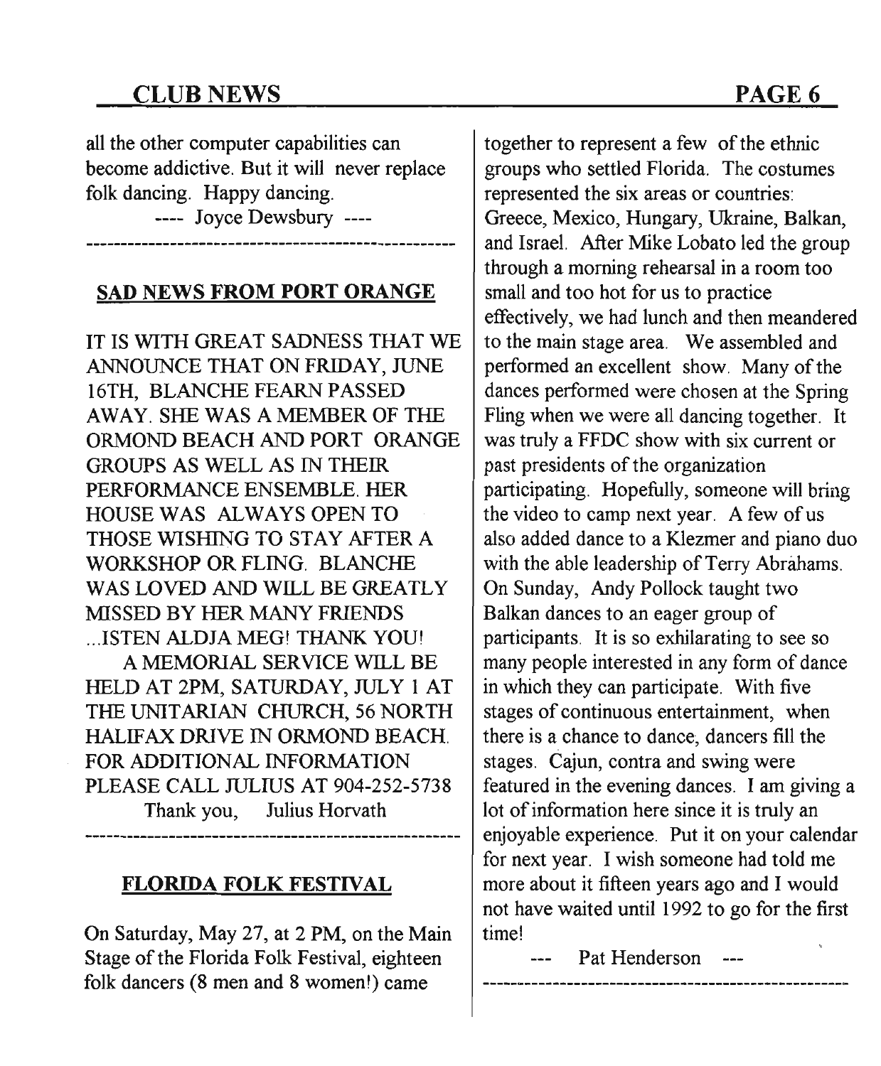all the other computer capabilities can become addictive. But it will never replace folk dancing. Happy dancing.

---- Joyce Dewsbury ----

---

## SAD NEWS FROM PORT ORANGE

IT IS WITH GREAT SADNESS THAT WE ANNOUNCE THAT ON FRIDAY, JUNE 16TH, BLANCHE FEARN PASSED AWAY. SHE WAS A MEMBER OF THE ORMOND BEACH AND PORT ORANGE GROUPS AS WELL AS IN THEIR PERFORMANCE ENSEMBLE. HER HOUSE WAS ALWAYS OPEN TO THOSE WISHING TO STAY AFTER A WORKSHOP OR FLING. BLANCHE WAS LOVED AND WILL BE GREATLY MISSED BY HER MANY FRIENDS ...ISTEN ALDJA MEG! THANK YOU!

A MEMORIAL SERVICE WILL BE HELD AT 2PM, SATURDAY, JULY 1 AT THE UNITARIAN CHURCH, 56 NORTH HALIFAX DRIVE IN ORMOND BEACH. FOR ADDITIONAL INFORMATION PLEASE CALL JULIUS AT 904-252-5738

Thank you, Julius Horvath

---

## FLORIDA FOLK FESTIVAL

On Saturday, May 27, at 2 PM, on the Main Stage of the Florida Folk Festival, eighteen folk dancers (8 men and 8 women!) came together to represent a few of the ethnic groups who settled Florida. The costumes represented the six areas or countries: Greece, Mexico, Hungary, Ukraine, Balkan, and Israel. After Mike Lobato led the group through a morning rehearsal in a room too small and too hot for us to practice effectively, we had lunch and then meandered to the main stage area. We assembled and performed an excellent show. Many of the dances performed were chosen at the Spring Fling when we were all dancing together. It was truly a FFDC show with six current or past presidents of the organization participating. Hopefully, someone will bring the video to camp next year. A few of us also added dance to a Klezmer and piano duo with the able leadership of Terry Abrahams. On Sunday, Andy Pollock taught two Balkan dances to an eager group of participants. It is so exhilarating to see so many people interested in any form of dance in which they can participate. With five stages of continuous entertainment, when there is a chance to dance, dancers fill the stages. Cajun, contra and swing were featured in the evening dances. I am giving a lot of information here since it is truly an enjoyable experience. Put it on your calendar for next year. I wish someone had told me more about it fifteen years ago and I would not have waited until 1992 to go for the first time!

--- Pat Henderson ---

---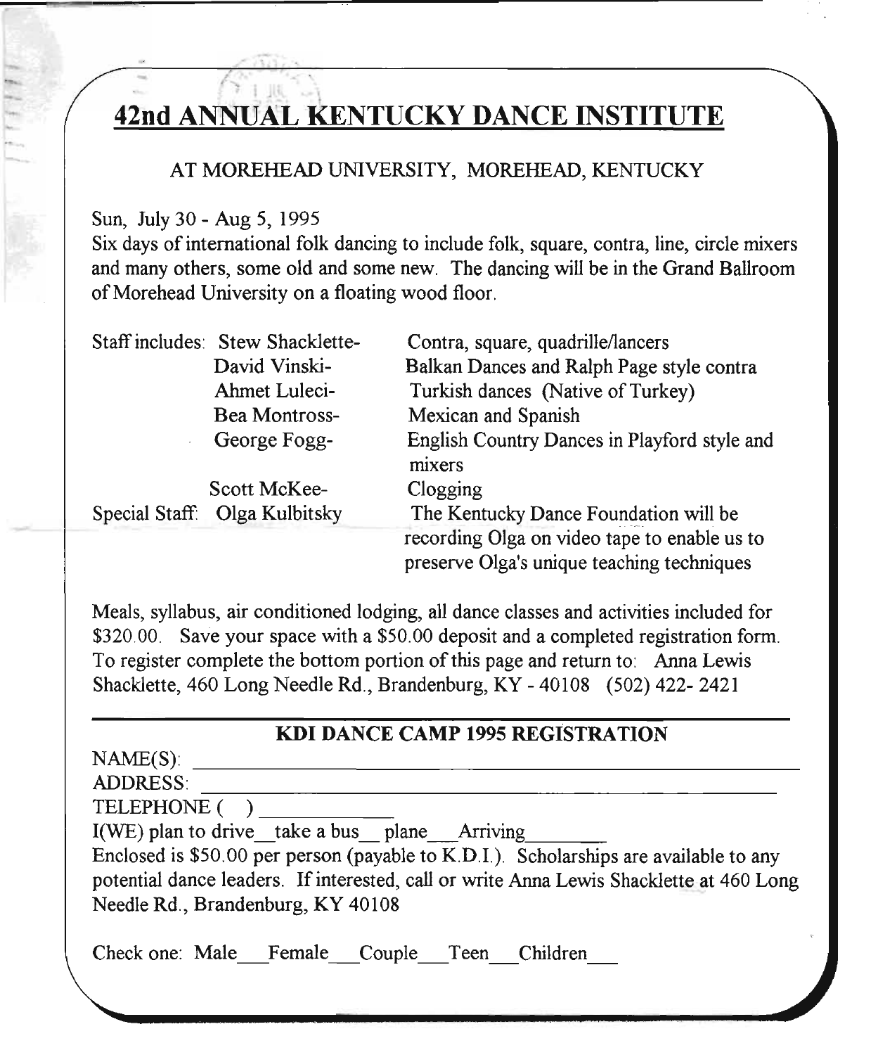# 42nd ANNUAL KENTUCKY DANCE INSTITUTE

AT MOREHEAD UNIVERSITY, MOREHEAD, KENTUCKY

Sun, July 30 - Aug 5, 1995

Six days of international folk dancing to include folk, square, contra, line, circle mixers and many others, some old and some new. The dancing will be in the Grand Ballroom of Morehead University on a floating wood floor.

| | | |
|---|---|---|
| Staff includes: | Stew Shacklette- | Contra, square, quadrille/lancers |
| | David Vinski- | Balkan Dances and Ralph Page style contra |
| | Ahmet Luleci- | Turkish dances (Native of Turkey) |
| | Bea Montross- | Mexican and Spanish |
| | George Fogg- | English Country Dances in Playford style and mixers |
| | Scott McKee- | Clogging |
| Special Staff: | Olga Kulbitsky | The Kentucky Dance Foundation will be recording Olga on video tape to enable us to preserve Olga's unique teaching techniques |

Meals, syllabus, air conditioned lodging, all dance classes and activities included for $320.00. Save your space with a $50.00 deposit and a completed registration form. To register complete the bottom portion of this page and return to: Anna Lewis Shacklette, 460 Long Needle Rd., Brandenburg, KY - 40108 (502) 422- 2421

---

## KDI DANCE CAMP 1995 REGISTRATION

NAME(S): ______________________________________________

ADDRESS: ______________________________________________

TELEPHONE ( ) ____________

I(WE) plan to drive__take a bus__ plane___Arriving________

Enclosed is $50.00 per person (payable to K.D.I.). Scholarships are available to any potential dance leaders. If interested, call or write Anna Lewis Shacklette at 460 Long Needle Rd., Brandenburg, KY 40108

Check one: Male___Female___Couple___Teen___Children___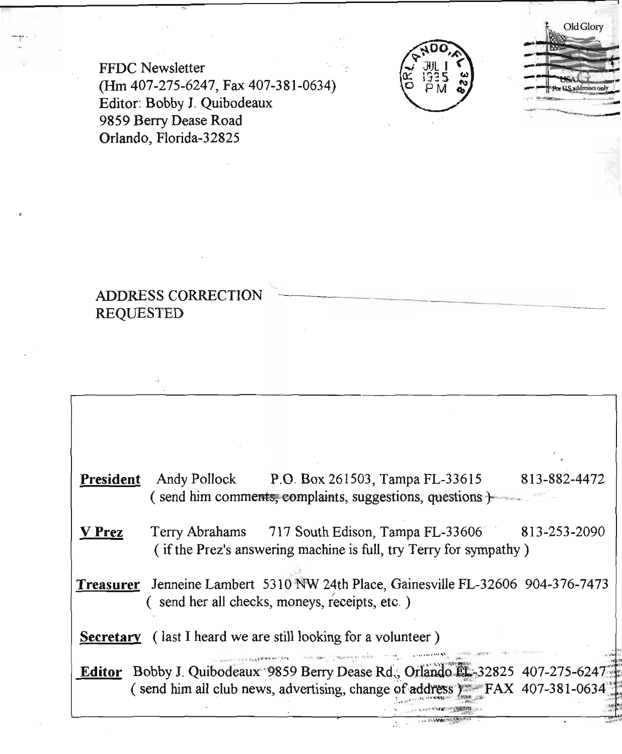FFDC Newsletter
(Hm 407-275-6247, Fax 407-381-0634)
Editor: Bobby J. Quibodeaux
9859 Berry Dease Road
Orlando, Florida-32825

ORLANDO, FL 328
JUL 1
1995
PM

Old Glory
USA G
For U.S. addresses only

ADDRESS CORRECTION
REQUESTED

**President** Andy Pollock P.O. Box 261503, Tampa FL-33615 813-882-4472
( send him comments, complaints, suggestions, questions )

**V Prez** Terry Abrahams 717 South Edison, Tampa FL-33606 813-253-2090
( if the Prez's answering machine is full, try Terry for sympathy )

**Treasurer** Jenneine Lambert 5310 NW 24th Place, Gainesville FL-32606 904-376-7473
( send her all checks, moneys, receipts, etc. )

**Secretary** ( last I heard we are still looking for a volunteer )

**Editor** Bobby J. Quibodeaux 9859 Berry Dease Rd., Orlando FL-32825 407-275-6247
( send him all club news, advertising, change of address ) FAX 407-381-0634